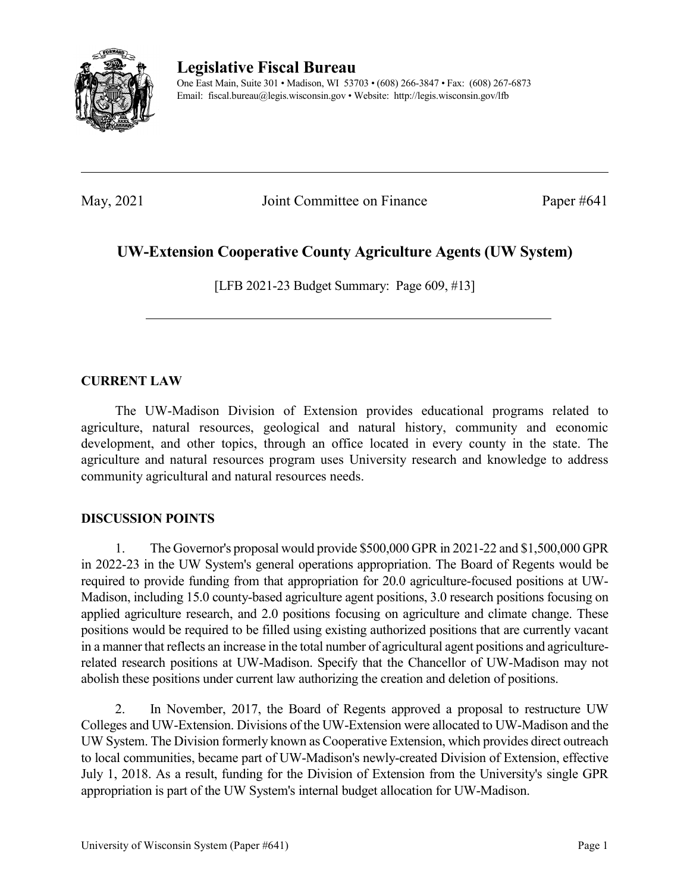# Legislative Fiscal Bureau

One East Main, Suite 301 • Madison, WI 53703 • (608) 266-3847 • Fax: (608) 267-6873
Email: fiscal.bureau@legis.wisconsin.gov • Website: http://legis.wisconsin.gov/lfb

---

May, 2021 | Joint Committee on Finance | Paper #641

## UW-Extension Cooperative County Agriculture Agents (UW System)

[LFB 2021-23 Budget Summary: Page 609, #13]

---

### CURRENT LAW

The UW-Madison Division of Extension provides educational programs related to agriculture, natural resources, geological and natural history, community and economic development, and other topics, through an office located in every county in the state. The agriculture and natural resources program uses University research and knowledge to address community agricultural and natural resources needs.

### DISCUSSION POINTS

1. The Governor's proposal would provide $500,000 GPR in 2021-22 and $1,500,000 GPR in 2022-23 in the UW System's general operations appropriation. The Board of Regents would be required to provide funding from that appropriation for 20.0 agriculture-focused positions at UW-Madison, including 15.0 county-based agriculture agent positions, 3.0 research positions focusing on applied agriculture research, and 2.0 positions focusing on agriculture and climate change. These positions would be required to be filled using existing authorized positions that are currently vacant in a manner that reflects an increase in the total number of agricultural agent positions and agriculture-related research positions at UW-Madison. Specify that the Chancellor of UW-Madison may not abolish these positions under current law authorizing the creation and deletion of positions.

2. In November, 2017, the Board of Regents approved a proposal to restructure UW Colleges and UW-Extension. Divisions of the UW-Extension were allocated to UW-Madison and the UW System. The Division formerly known as Cooperative Extension, which provides direct outreach to local communities, became part of UW-Madison's newly-created Division of Extension, effective July 1, 2018. As a result, funding for the Division of Extension from the University's single GPR appropriation is part of the UW System's internal budget allocation for UW-Madison.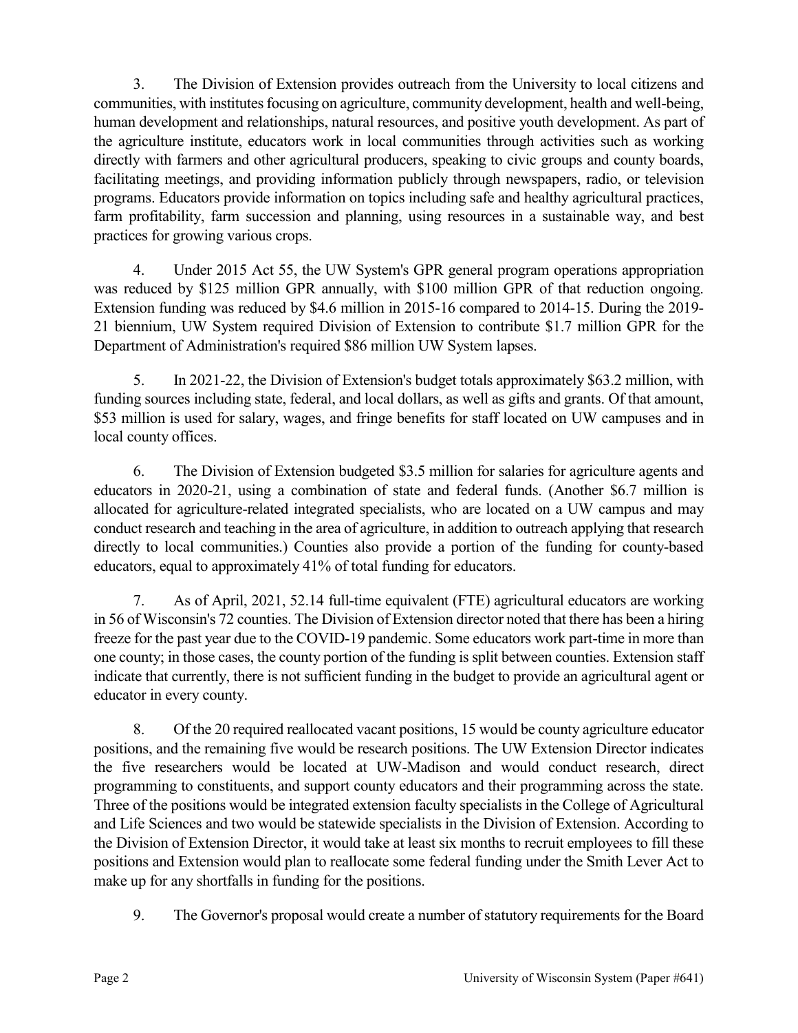3. The Division of Extension provides outreach from the University to local citizens and communities, with institutes focusing on agriculture, community development, health and well-being, human development and relationships, natural resources, and positive youth development. As part of the agriculture institute, educators work in local communities through activities such as working directly with farmers and other agricultural producers, speaking to civic groups and county boards, facilitating meetings, and providing information publicly through newspapers, radio, or television programs. Educators provide information on topics including safe and healthy agricultural practices, farm profitability, farm succession and planning, using resources in a sustainable way, and best practices for growing various crops.

4. Under 2015 Act 55, the UW System's GPR general program operations appropriation was reduced by $125 million GPR annually, with $100 million GPR of that reduction ongoing. Extension funding was reduced by $4.6 million in 2015-16 compared to 2014-15. During the 2019-21 biennium, UW System required Division of Extension to contribute $1.7 million GPR for the Department of Administration's required $86 million UW System lapses.

5. In 2021-22, the Division of Extension's budget totals approximately $63.2 million, with funding sources including state, federal, and local dollars, as well as gifts and grants. Of that amount, $53 million is used for salary, wages, and fringe benefits for staff located on UW campuses and in local county offices.

6. The Division of Extension budgeted $3.5 million for salaries for agriculture agents and educators in 2020-21, using a combination of state and federal funds. (Another $6.7 million is allocated for agriculture-related integrated specialists, who are located on a UW campus and may conduct research and teaching in the area of agriculture, in addition to outreach applying that research directly to local communities.) Counties also provide a portion of the funding for county-based educators, equal to approximately 41% of total funding for educators.

7. As of April, 2021, 52.14 full-time equivalent (FTE) agricultural educators are working in 56 of Wisconsin's 72 counties. The Division of Extension director noted that there has been a hiring freeze for the past year due to the COVID-19 pandemic. Some educators work part-time in more than one county; in those cases, the county portion of the funding is split between counties. Extension staff indicate that currently, there is not sufficient funding in the budget to provide an agricultural agent or educator in every county.

8. Of the 20 required reallocated vacant positions, 15 would be county agriculture educator positions, and the remaining five would be research positions. The UW Extension Director indicates the five researchers would be located at UW-Madison and would conduct research, direct programming to constituents, and support county educators and their programming across the state. Three of the positions would be integrated extension faculty specialists in the College of Agricultural and Life Sciences and two would be statewide specialists in the Division of Extension. According to the Division of Extension Director, it would take at least six months to recruit employees to fill these positions and Extension would plan to reallocate some federal funding under the Smith Lever Act to make up for any shortfalls in funding for the positions.

9. The Governor's proposal would create a number of statutory requirements for the Board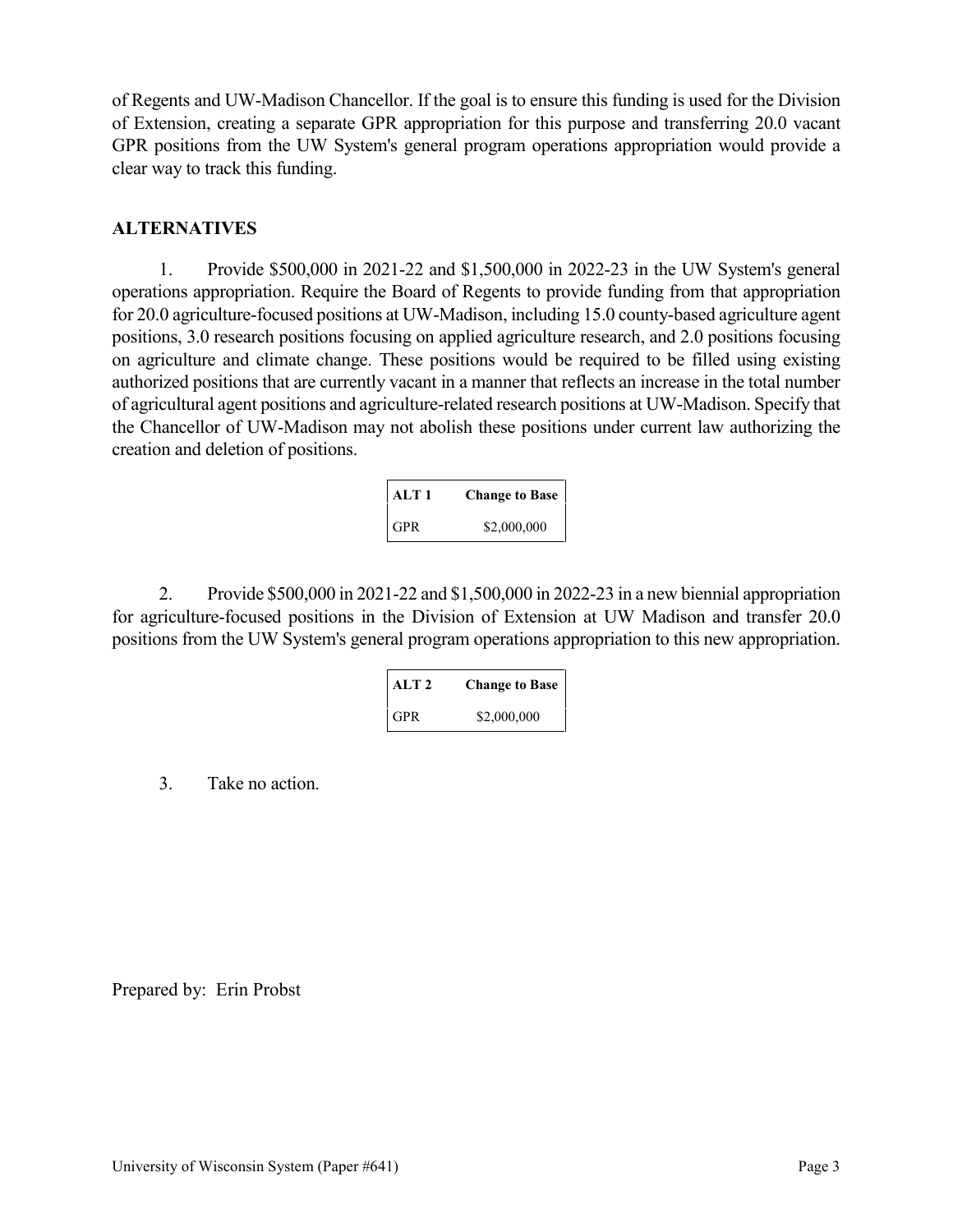of Regents and UW-Madison Chancellor. If the goal is to ensure this funding is used for the Division of Extension, creating a separate GPR appropriation for this purpose and transferring 20.0 vacant GPR positions from the UW System's general program operations appropriation would provide a clear way to track this funding.

**ALTERNATIVES**

1. Provide $500,000 in 2021-22 and $1,500,000 in 2022-23 in the UW System's general operations appropriation. Require the Board of Regents to provide funding from that appropriation for 20.0 agriculture-focused positions at UW-Madison, including 15.0 county-based agriculture agent positions, 3.0 research positions focusing on applied agriculture research, and 2.0 positions focusing on agriculture and climate change. These positions would be required to be filled using existing authorized positions that are currently vacant in a manner that reflects an increase in the total number of agricultural agent positions and agriculture-related research positions at UW-Madison. Specify that the Chancellor of UW-Madison may not abolish these positions under current law authorizing the creation and deletion of positions.

| ALT 1 | Change to Base |
|---|---|
| GPR | $2,000,000 |

2. Provide $500,000 in 2021-22 and $1,500,000 in 2022-23 in a new biennial appropriation for agriculture-focused positions in the Division of Extension at UW Madison and transfer 20.0 positions from the UW System's general program operations appropriation to this new appropriation.

| ALT 2 | Change to Base |
|---|---|
| GPR | $2,000,000 |

3. Take no action.

Prepared by: Erin Probst